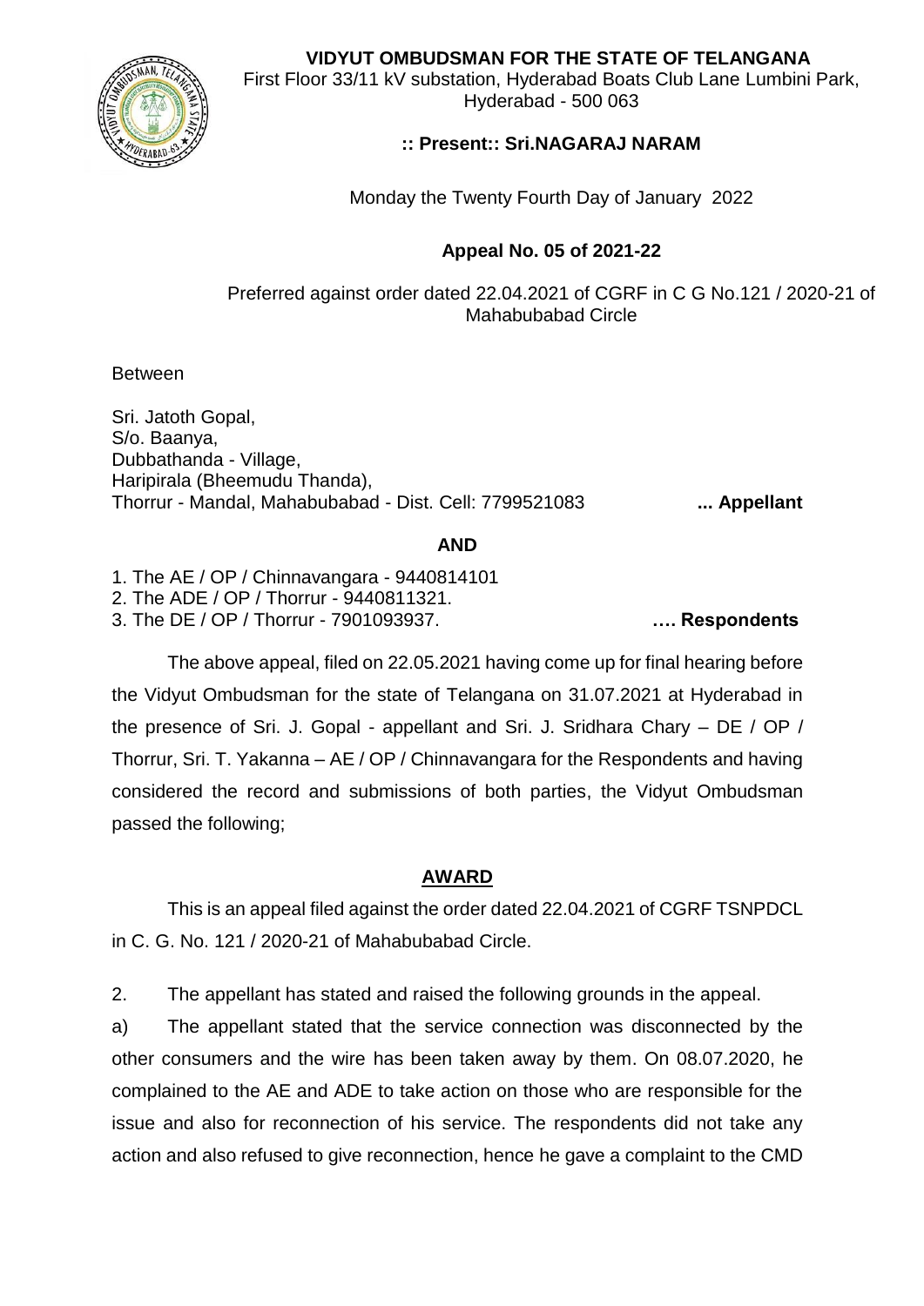**VIDYUT OMBUDSMAN FOR THE STATE OF TELANGANA**

First Floor 33/11 kV substation, Hyderabad Boats Club Lane Lumbini Park, Hyderabad - 500 063

**:: Present:: Sri.NAGARAJ NARAM**

Monday the Twenty Fourth Day of January 2022

**Appeal No. 05 of 2021-22**

Preferred against order dated 22.04.2021 of CGRF in C G No.121 / 2020-21 of Mahabubabad Circle

Between

Sri. Jatoth Gopal,
S/o. Baanya,
Dubbathanda - Village,
Haripirala (Bheemudu Thanda),
Thorrur - Mandal, Mahabubabad - Dist. Cell: 7799521083 **... Appellant**

**AND**

1. The AE / OP / Chinnavangara - 9440814101
2. The ADE / OP / Thorrur - 9440811321.
3. The DE / OP / Thorrur - 7901093937. **…. Respondents**

The above appeal, filed on 22.05.2021 having come up for final hearing before the Vidyut Ombudsman for the state of Telangana on 31.07.2021 at Hyderabad in the presence of Sri. J. Gopal - appellant and Sri. J. Sridhara Chary – DE / OP / Thorrur, Sri. T. Yakanna – AE / OP / Chinnavangara for the Respondents and having considered the record and submissions of both parties, the Vidyut Ombudsman passed the following;

**AWARD**

This is an appeal filed against the order dated 22.04.2021 of CGRF TSNPDCL in C. G. No. 121 / 2020-21 of Mahabubabad Circle.

2. The appellant has stated and raised the following grounds in the appeal.

a) The appellant stated that the service connection was disconnected by the other consumers and the wire has been taken away by them. On 08.07.2020, he complained to the AE and ADE to take action on those who are responsible for the issue and also for reconnection of his service. The respondents did not take any action and also refused to give reconnection, hence he gave a complaint to the CMD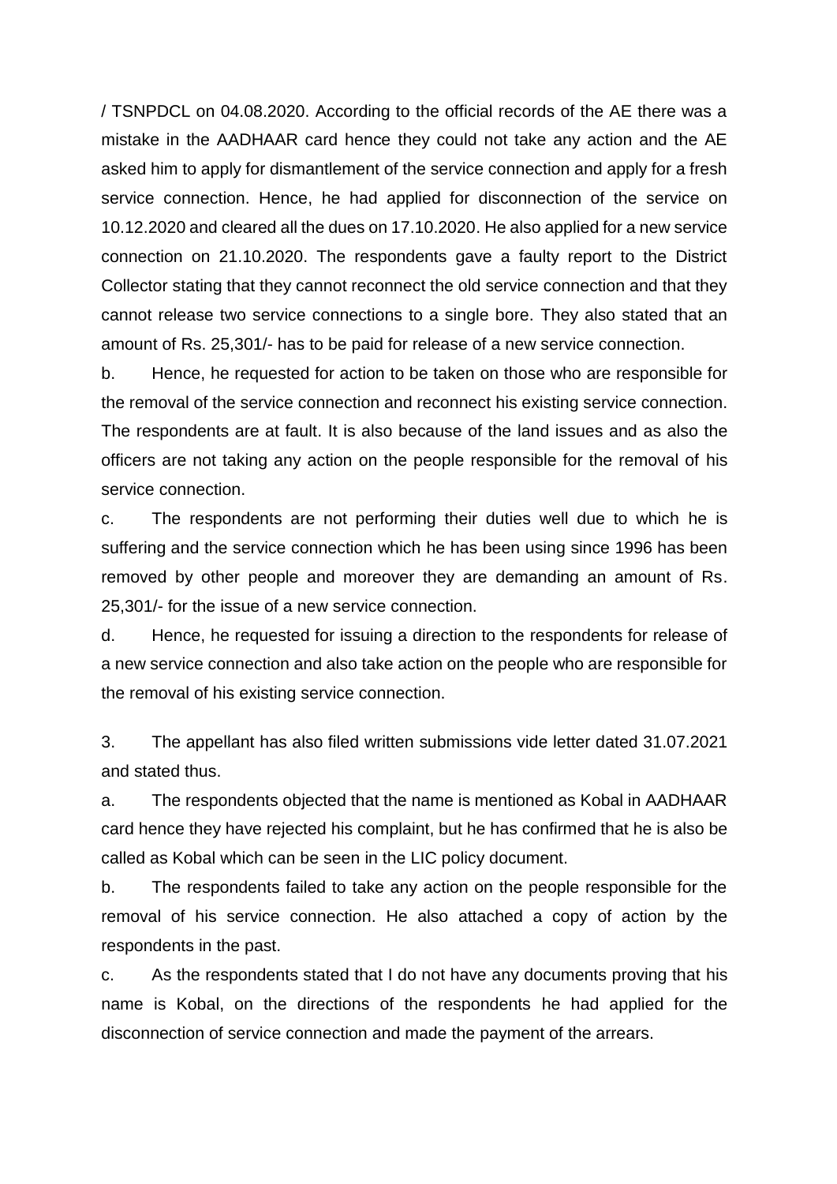/ TSNPDCL on 04.08.2020. According to the official records of the AE there was a mistake in the AADHAAR card hence they could not take any action and the AE asked him to apply for dismantlement of the service connection and apply for a fresh service connection. Hence, he had applied for disconnection of the service on 10.12.2020 and cleared all the dues on 17.10.2020. He also applied for a new service connection on 21.10.2020. The respondents gave a faulty report to the District Collector stating that they cannot reconnect the old service connection and that they cannot release two service connections to a single bore. They also stated that an amount of Rs. 25,301/- has to be paid for release of a new service connection.

b. Hence, he requested for action to be taken on those who are responsible for the removal of the service connection and reconnect his existing service connection. The respondents are at fault. It is also because of the land issues and as also the officers are not taking any action on the people responsible for the removal of his service connection.

c. The respondents are not performing their duties well due to which he is suffering and the service connection which he has been using since 1996 has been removed by other people and moreover they are demanding an amount of Rs. 25,301/- for the issue of a new service connection.

d. Hence, he requested for issuing a direction to the respondents for release of a new service connection and also take action on the people who are responsible for the removal of his existing service connection.

3. The appellant has also filed written submissions vide letter dated 31.07.2021 and stated thus.

a. The respondents objected that the name is mentioned as Kobal in AADHAAR card hence they have rejected his complaint, but he has confirmed that he is also be called as Kobal which can be seen in the LIC policy document.

b. The respondents failed to take any action on the people responsible for the removal of his service connection. He also attached a copy of action by the respondents in the past.

c. As the respondents stated that I do not have any documents proving that his name is Kobal, on the directions of the respondents he had applied for the disconnection of service connection and made the payment of the arrears.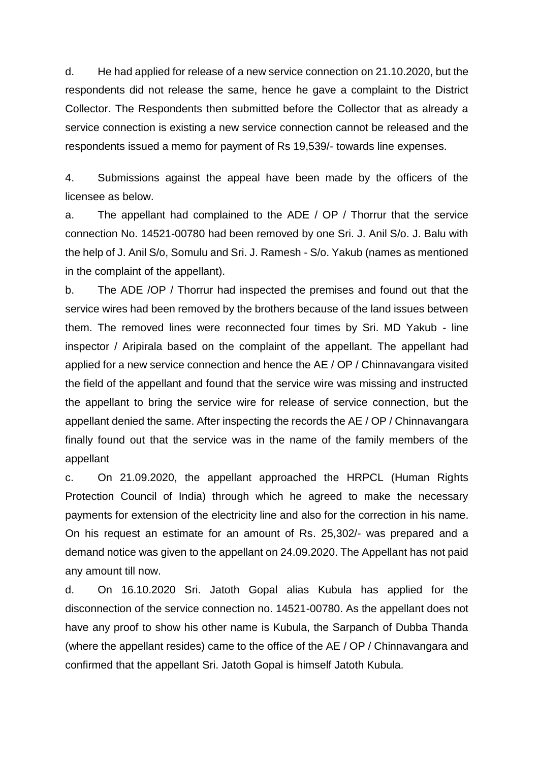d. He had applied for release of a new service connection on 21.10.2020, but the respondents did not release the same, hence he gave a complaint to the District Collector. The Respondents then submitted before the Collector that as already a service connection is existing a new service connection cannot be released and the respondents issued a memo for payment of Rs 19,539/- towards line expenses.

4. Submissions against the appeal have been made by the officers of the licensee as below.

a. The appellant had complained to the ADE / OP / Thorrur that the service connection No. 14521-00780 had been removed by one Sri. J. Anil S/o. J. Balu with the help of J. Anil S/o, Somulu and Sri. J. Ramesh - S/o. Yakub (names as mentioned in the complaint of the appellant).

b. The ADE /OP / Thorrur had inspected the premises and found out that the service wires had been removed by the brothers because of the land issues between them. The removed lines were reconnected four times by Sri. MD Yakub - line inspector / Aripirala based on the complaint of the appellant. The appellant had applied for a new service connection and hence the AE / OP / Chinnavangara visited the field of the appellant and found that the service wire was missing and instructed the appellant to bring the service wire for release of service connection, but the appellant denied the same. After inspecting the records the AE / OP / Chinnavangara finally found out that the service was in the name of the family members of the appellant

c. On 21.09.2020, the appellant approached the HRPCL (Human Rights Protection Council of India) through which he agreed to make the necessary payments for extension of the electricity line and also for the correction in his name. On his request an estimate for an amount of Rs. 25,302/- was prepared and a demand notice was given to the appellant on 24.09.2020. The Appellant has not paid any amount till now.

d. On 16.10.2020 Sri. Jatoth Gopal alias Kubula has applied for the disconnection of the service connection no. 14521-00780. As the appellant does not have any proof to show his other name is Kubula, the Sarpanch of Dubba Thanda (where the appellant resides) came to the office of the AE / OP / Chinnavangara and confirmed that the appellant Sri. Jatoth Gopal is himself Jatoth Kubula.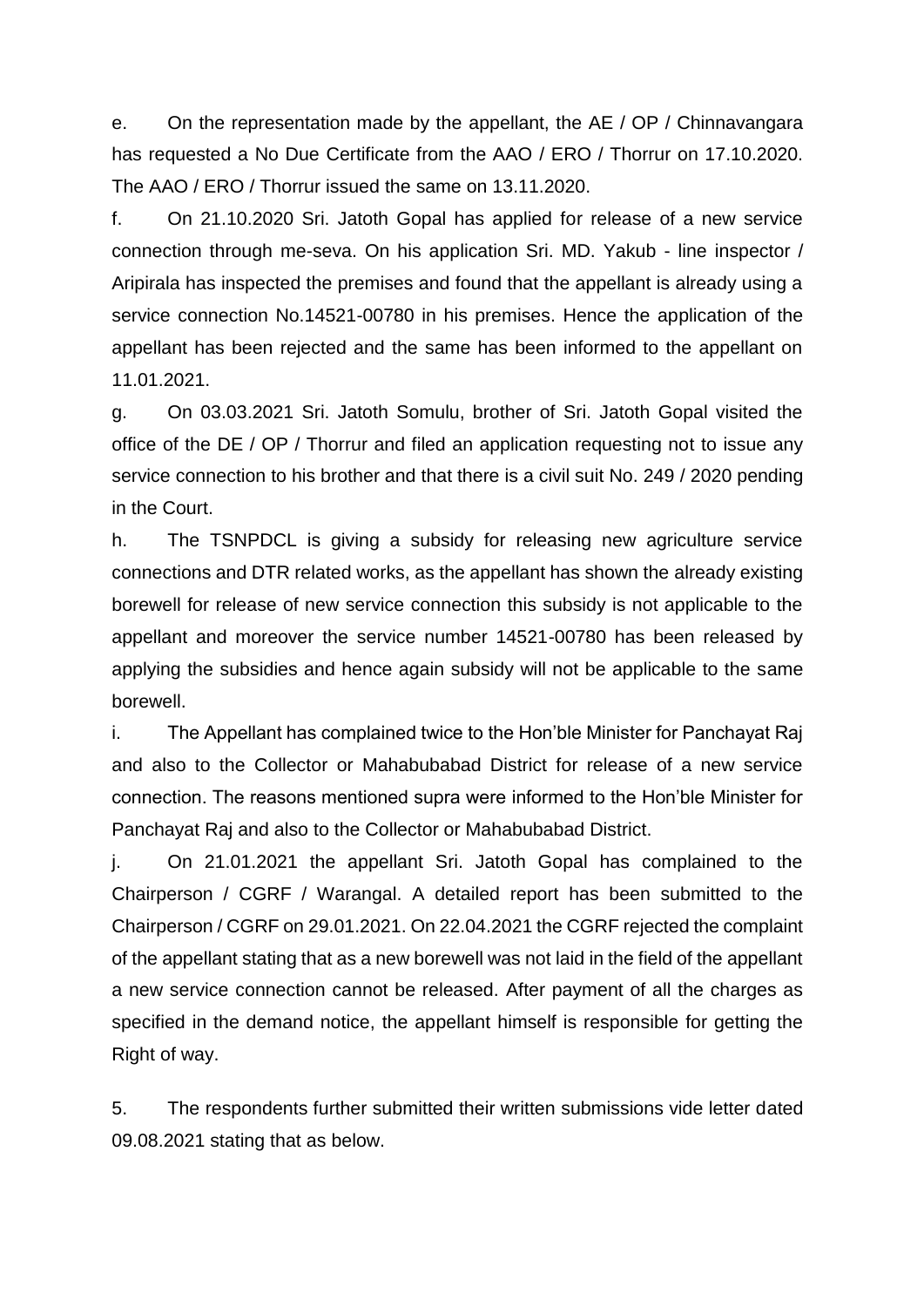e. On the representation made by the appellant, the AE / OP / Chinnavangara has requested a No Due Certificate from the AAO / ERO / Thorrur on 17.10.2020. The AAO / ERO / Thorrur issued the same on 13.11.2020.

f. On 21.10.2020 Sri. Jatoth Gopal has applied for release of a new service connection through me-seva. On his application Sri. MD. Yakub - line inspector / Aripirala has inspected the premises and found that the appellant is already using a service connection No.14521-00780 in his premises. Hence the application of the appellant has been rejected and the same has been informed to the appellant on 11.01.2021.

g. On 03.03.2021 Sri. Jatoth Somulu, brother of Sri. Jatoth Gopal visited the office of the DE / OP / Thorrur and filed an application requesting not to issue any service connection to his brother and that there is a civil suit No. 249 / 2020 pending in the Court.

h. The TSNPDCL is giving a subsidy for releasing new agriculture service connections and DTR related works, as the appellant has shown the already existing borewell for release of new service connection this subsidy is not applicable to the appellant and moreover the service number 14521-00780 has been released by applying the subsidies and hence again subsidy will not be applicable to the same borewell.

i. The Appellant has complained twice to the Hon'ble Minister for Panchayat Raj and also to the Collector or Mahabubabad District for release of a new service connection. The reasons mentioned supra were informed to the Hon'ble Minister for Panchayat Raj and also to the Collector or Mahabubabad District.

j. On 21.01.2021 the appellant Sri. Jatoth Gopal has complained to the Chairperson / CGRF / Warangal. A detailed report has been submitted to the Chairperson / CGRF on 29.01.2021. On 22.04.2021 the CGRF rejected the complaint of the appellant stating that as a new borewell was not laid in the field of the appellant a new service connection cannot be released. After payment of all the charges as specified in the demand notice, the appellant himself is responsible for getting the Right of way.

5. The respondents further submitted their written submissions vide letter dated 09.08.2021 stating that as below.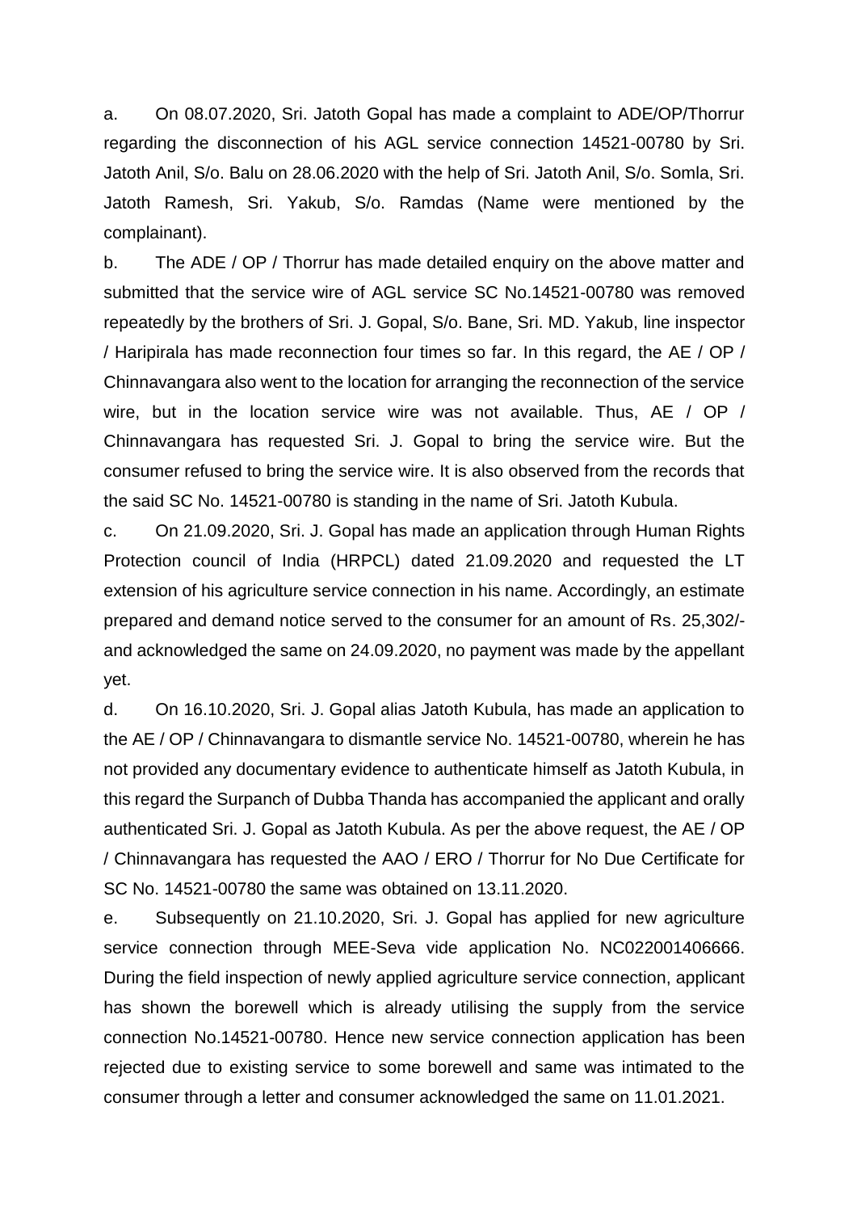a. On 08.07.2020, Sri. Jatoth Gopal has made a complaint to ADE/OP/Thorrur regarding the disconnection of his AGL service connection 14521-00780 by Sri. Jatoth Anil, S/o. Balu on 28.06.2020 with the help of Sri. Jatoth Anil, S/o. Somla, Sri. Jatoth Ramesh, Sri. Yakub, S/o. Ramdas (Name were mentioned by the complainant).

b. The ADE / OP / Thorrur has made detailed enquiry on the above matter and submitted that the service wire of AGL service SC No.14521-00780 was removed repeatedly by the brothers of Sri. J. Gopal, S/o. Bane, Sri. MD. Yakub, line inspector / Haripirala has made reconnection four times so far. In this regard, the AE / OP / Chinnavangara also went to the location for arranging the reconnection of the service wire, but in the location service wire was not available. Thus, AE / OP / Chinnavangara has requested Sri. J. Gopal to bring the service wire. But the consumer refused to bring the service wire. It is also observed from the records that the said SC No. 14521-00780 is standing in the name of Sri. Jatoth Kubula.

c. On 21.09.2020, Sri. J. Gopal has made an application through Human Rights Protection council of India (HRPCL) dated 21.09.2020 and requested the LT extension of his agriculture service connection in his name. Accordingly, an estimate prepared and demand notice served to the consumer for an amount of Rs. 25,302/- and acknowledged the same on 24.09.2020, no payment was made by the appellant yet.

d. On 16.10.2020, Sri. J. Gopal alias Jatoth Kubula, has made an application to the AE / OP / Chinnavangara to dismantle service No. 14521-00780, wherein he has not provided any documentary evidence to authenticate himself as Jatoth Kubula, in this regard the Surpanch of Dubba Thanda has accompanied the applicant and orally authenticated Sri. J. Gopal as Jatoth Kubula. As per the above request, the AE / OP / Chinnavangara has requested the AAO / ERO / Thorrur for No Due Certificate for SC No. 14521-00780 the same was obtained on 13.11.2020.

e. Subsequently on 21.10.2020, Sri. J. Gopal has applied for new agriculture service connection through MEE-Seva vide application No. NC022001406666. During the field inspection of newly applied agriculture service connection, applicant has shown the borewell which is already utilising the supply from the service connection No.14521-00780. Hence new service connection application has been rejected due to existing service to some borewell and same was intimated to the consumer through a letter and consumer acknowledged the same on 11.01.2021.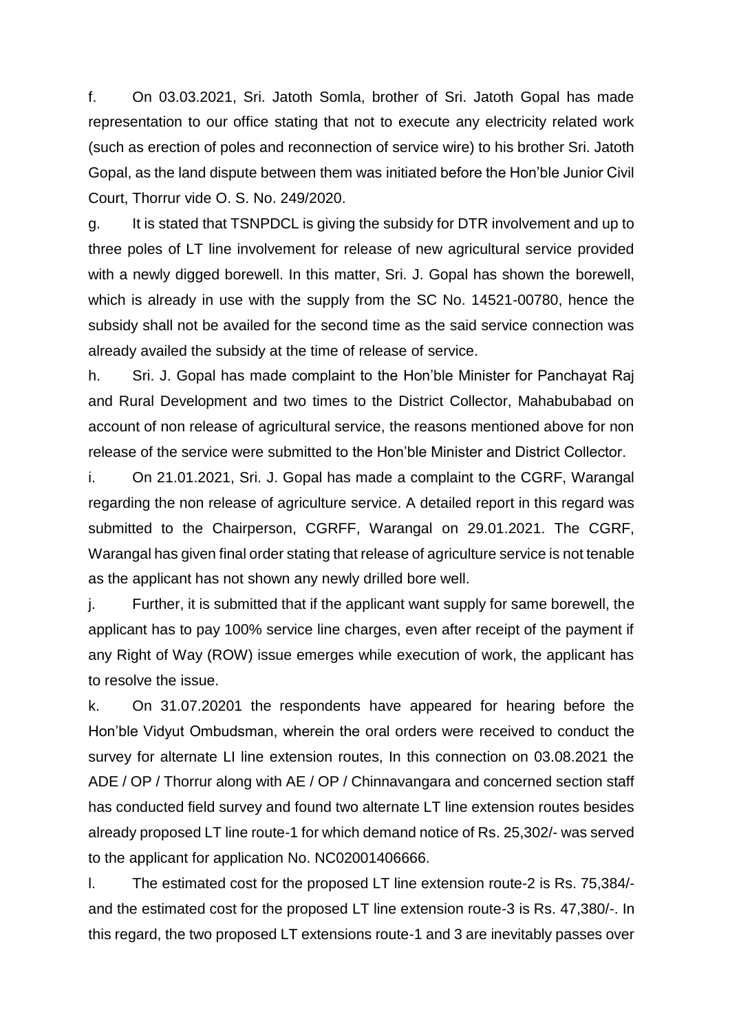f. On 03.03.2021, Sri. Jatoth Somla, brother of Sri. Jatoth Gopal has made representation to our office stating that not to execute any electricity related work (such as erection of poles and reconnection of service wire) to his brother Sri. Jatoth Gopal, as the land dispute between them was initiated before the Hon'ble Junior Civil Court, Thorrur vide O. S. No. 249/2020.

g. It is stated that TSNPDCL is giving the subsidy for DTR involvement and up to three poles of LT line involvement for release of new agricultural service provided with a newly digged borewell. In this matter, Sri. J. Gopal has shown the borewell, which is already in use with the supply from the SC No. 14521-00780, hence the subsidy shall not be availed for the second time as the said service connection was already availed the subsidy at the time of release of service.

h. Sri. J. Gopal has made complaint to the Hon'ble Minister for Panchayat Raj and Rural Development and two times to the District Collector, Mahabubabad on account of non release of agricultural service, the reasons mentioned above for non release of the service were submitted to the Hon'ble Minister and District Collector.

i. On 21.01.2021, Sri. J. Gopal has made a complaint to the CGRF, Warangal regarding the non release of agriculture service. A detailed report in this regard was submitted to the Chairperson, CGRFF, Warangal on 29.01.2021. The CGRF, Warangal has given final order stating that release of agriculture service is not tenable as the applicant has not shown any newly drilled bore well.

j. Further, it is submitted that if the applicant want supply for same borewell, the applicant has to pay 100% service line charges, even after receipt of the payment if any Right of Way (ROW) issue emerges while execution of work, the applicant has to resolve the issue.

k. On 31.07.20201 the respondents have appeared for hearing before the Hon'ble Vidyut Ombudsman, wherein the oral orders were received to conduct the survey for alternate LI line extension routes, In this connection on 03.08.2021 the ADE / OP / Thorrur along with AE / OP / Chinnavangara and concerned section staff has conducted field survey and found two alternate LT line extension routes besides already proposed LT line route-1 for which demand notice of Rs. 25,302/- was served to the applicant for application No. NC02001406666.

l. The estimated cost for the proposed LT line extension route-2 is Rs. 75,384/- and the estimated cost for the proposed LT line extension route-3 is Rs. 47,380/-. In this regard, the two proposed LT extensions route-1 and 3 are inevitably passes over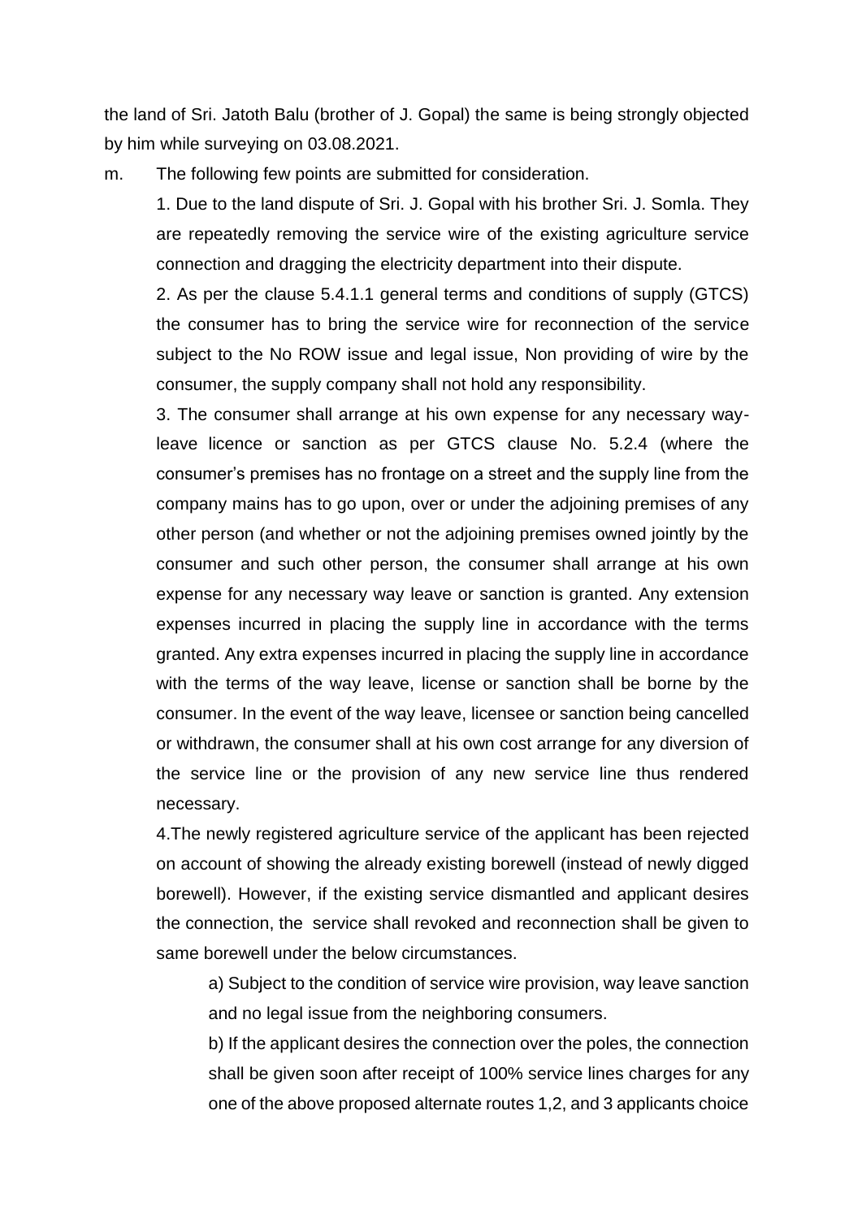the land of Sri. Jatoth Balu (brother of J. Gopal) the same is being strongly objected by him while surveying on 03.08.2021.

m. The following few points are submitted for consideration.

1. Due to the land dispute of Sri. J. Gopal with his brother Sri. J. Somla. They are repeatedly removing the service wire of the existing agriculture service connection and dragging the electricity department into their dispute.

2. As per the clause 5.4.1.1 general terms and conditions of supply (GTCS) the consumer has to bring the service wire for reconnection of the service subject to the No ROW issue and legal issue, Non providing of wire by the consumer, the supply company shall not hold any responsibility.

3. The consumer shall arrange at his own expense for any necessary way-leave licence or sanction as per GTCS clause No. 5.2.4 (where the consumer's premises has no frontage on a street and the supply line from the company mains has to go upon, over or under the adjoining premises of any other person (and whether or not the adjoining premises owned jointly by the consumer and such other person, the consumer shall arrange at his own expense for any necessary way leave or sanction is granted. Any extension expenses incurred in placing the supply line in accordance with the terms granted. Any extra expenses incurred in placing the supply line in accordance with the terms of the way leave, license or sanction shall be borne by the consumer. In the event of the way leave, licensee or sanction being cancelled or withdrawn, the consumer shall at his own cost arrange for any diversion of the service line or the provision of any new service line thus rendered necessary.

4.The newly registered agriculture service of the applicant has been rejected on account of showing the already existing borewell (instead of newly digged borewell). However, if the existing service dismantled and applicant desires the connection, the service shall revoked and reconnection shall be given to same borewell under the below circumstances.

a) Subject to the condition of service wire provision, way leave sanction and no legal issue from the neighboring consumers.

b) If the applicant desires the connection over the poles, the connection shall be given soon after receipt of 100% service lines charges for any one of the above proposed alternate routes 1,2, and 3 applicants choice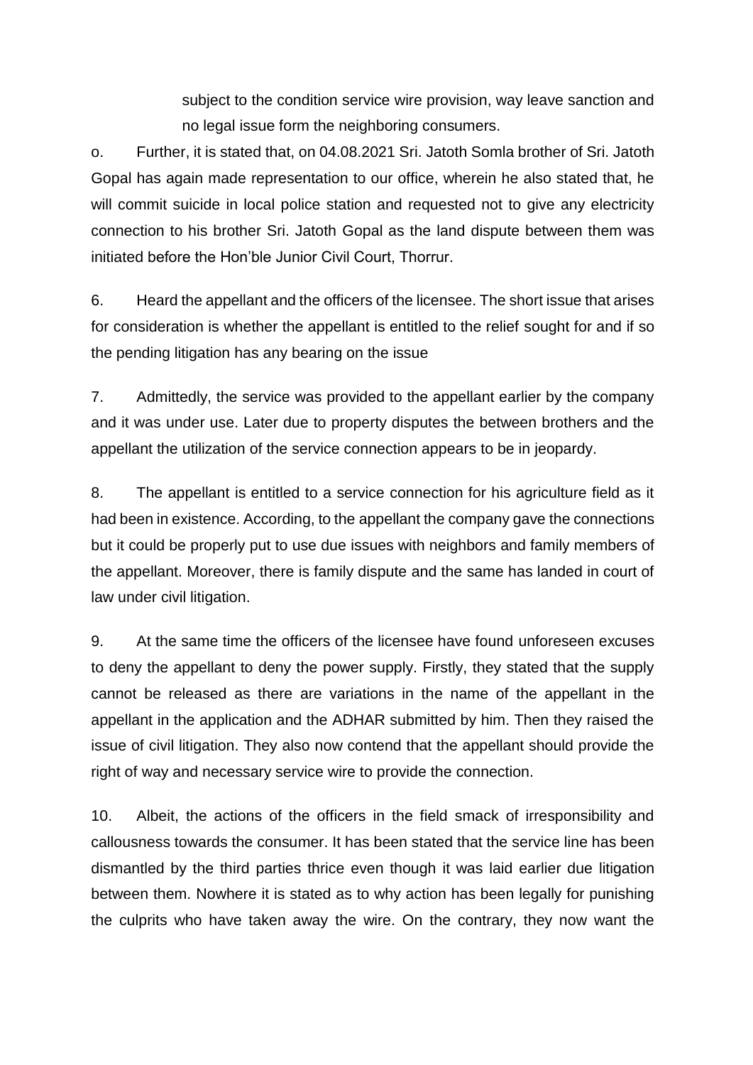subject to the condition service wire provision, way leave sanction and no legal issue form the neighboring consumers.

o. Further, it is stated that, on 04.08.2021 Sri. Jatoth Somla brother of Sri. Jatoth Gopal has again made representation to our office, wherein he also stated that, he will commit suicide in local police station and requested not to give any electricity connection to his brother Sri. Jatoth Gopal as the land dispute between them was initiated before the Hon'ble Junior Civil Court, Thorrur.

6. Heard the appellant and the officers of the licensee. The short issue that arises for consideration is whether the appellant is entitled to the relief sought for and if so the pending litigation has any bearing on the issue

7. Admittedly, the service was provided to the appellant earlier by the company and it was under use. Later due to property disputes the between brothers and the appellant the utilization of the service connection appears to be in jeopardy.

8. The appellant is entitled to a service connection for his agriculture field as it had been in existence. According, to the appellant the company gave the connections but it could be properly put to use due issues with neighbors and family members of the appellant. Moreover, there is family dispute and the same has landed in court of law under civil litigation.

9. At the same time the officers of the licensee have found unforeseen excuses to deny the appellant to deny the power supply. Firstly, they stated that the supply cannot be released as there are variations in the name of the appellant in the appellant in the application and the ADHAR submitted by him. Then they raised the issue of civil litigation. They also now contend that the appellant should provide the right of way and necessary service wire to provide the connection.

10. Albeit, the actions of the officers in the field smack of irresponsibility and callousness towards the consumer. It has been stated that the service line has been dismantled by the third parties thrice even though it was laid earlier due litigation between them. Nowhere it is stated as to why action has been legally for punishing the culprits who have taken away the wire. On the contrary, they now want the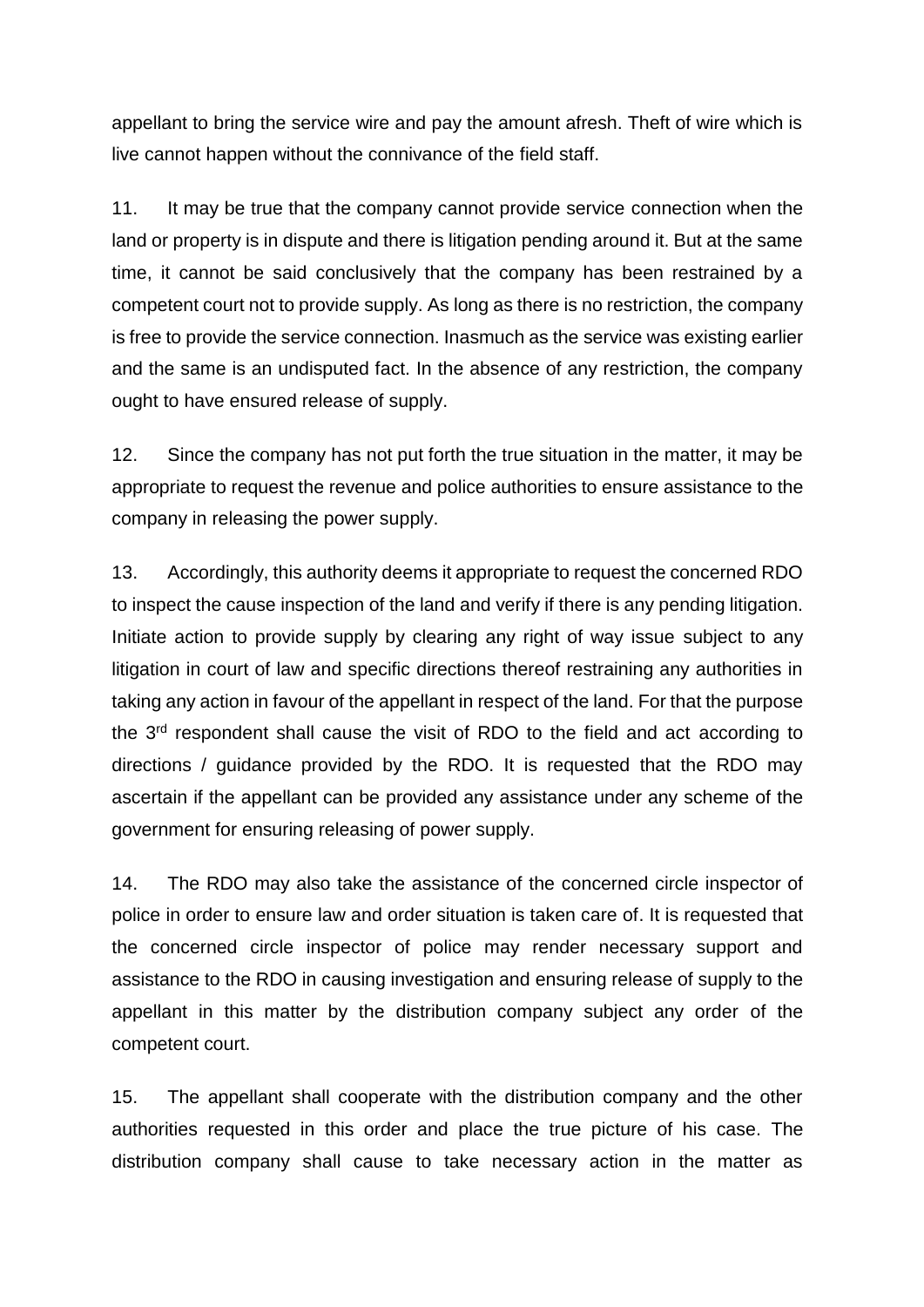appellant to bring the service wire and pay the amount afresh. Theft of wire which is live cannot happen without the connivance of the field staff.

11. It may be true that the company cannot provide service connection when the land or property is in dispute and there is litigation pending around it. But at the same time, it cannot be said conclusively that the company has been restrained by a competent court not to provide supply. As long as there is no restriction, the company is free to provide the service connection. Inasmuch as the service was existing earlier and the same is an undisputed fact. In the absence of any restriction, the company ought to have ensured release of supply.

12. Since the company has not put forth the true situation in the matter, it may be appropriate to request the revenue and police authorities to ensure assistance to the company in releasing the power supply.

13. Accordingly, this authority deems it appropriate to request the concerned RDO to inspect the cause inspection of the land and verify if there is any pending litigation. Initiate action to provide supply by clearing any right of way issue subject to any litigation in court of law and specific directions thereof restraining any authorities in taking any action in favour of the appellant in respect of the land. For that the purpose the 3rd respondent shall cause the visit of RDO to the field and act according to directions / guidance provided by the RDO. It is requested that the RDO may ascertain if the appellant can be provided any assistance under any scheme of the government for ensuring releasing of power supply.

14. The RDO may also take the assistance of the concerned circle inspector of police in order to ensure law and order situation is taken care of. It is requested that the concerned circle inspector of police may render necessary support and assistance to the RDO in causing investigation and ensuring release of supply to the appellant in this matter by the distribution company subject any order of the competent court.

15. The appellant shall cooperate with the distribution company and the other authorities requested in this order and place the true picture of his case. The distribution company shall cause to take necessary action in the matter as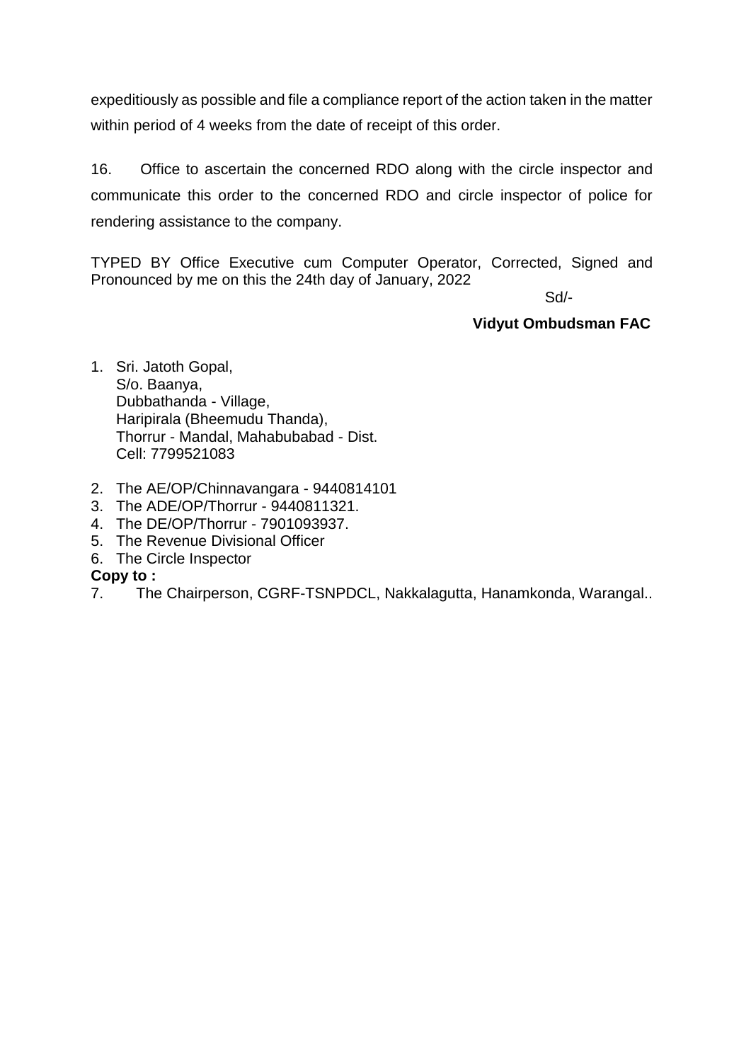expeditiously as possible and file a compliance report of the action taken in the matter within period of 4 weeks from the date of receipt of this order.

16. Office to ascertain the concerned RDO along with the circle inspector and communicate this order to the concerned RDO and circle inspector of police for rendering assistance to the company.

TYPED BY Office Executive cum Computer Operator, Corrected, Signed and Pronounced by me on this the 24th day of January, 2022

Sd/-

**Vidyut Ombudsman FAC**

1. Sri. Jatoth Gopal,
   S/o. Baanya,
   Dubbathanda - Village,
   Haripirala (Bheemudu Thanda),
   Thorrur - Mandal, Mahabubabad - Dist.
   Cell: 7799521083
2. The AE/OP/Chinnavangara - 9440814101
3. The ADE/OP/Thorrur - 9440811321.
4. The DE/OP/Thorrur - 7901093937.
5. The Revenue Divisional Officer
6. The Circle Inspector

**Copy to :**

7. The Chairperson, CGRF-TSNPDCL, Nakkalagutta, Hanamkonda, Warangal..